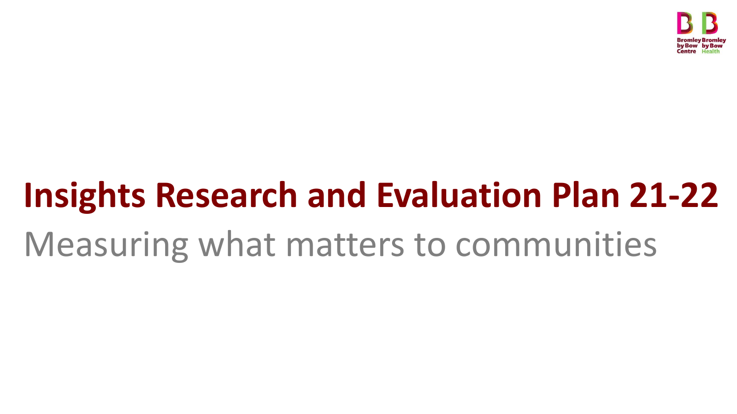Bromley by Bow Centre

Bromley by Bow Health

# Insights Research and Evaluation Plan 21-22

## Measuring what matters to communities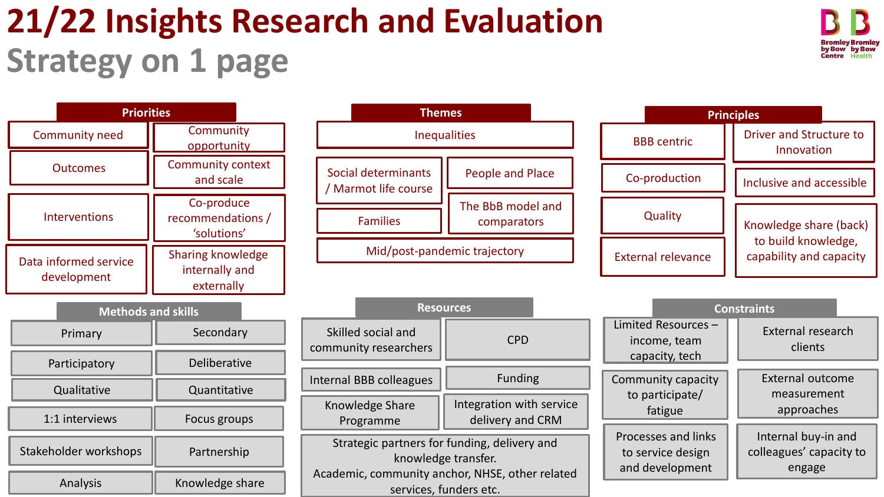# 21/22 Insights Research and Evaluation

## Strategy on 1 page

Bromley by Bow Centre | Bromley by Bow Health

### Priorities

- Community need
- Community opportunity
- Outcomes
- Community context and scale
- Interventions
- Co-produce recommendations / 'solutions'
- Data informed service development
- Sharing knowledge internally and externally

### Themes

- Inequalities
- Social determinants / Marmot life course
- People and Place
- Families
- The BbB model and comparators
- Mid/post-pandemic trajectory

### Principles

- BBB centric
- Driver and Structure to Innovation
- Co-production
- Inclusive and accessible
- Quality
- Knowledge share (back) to build knowledge, capability and capacity
- External relevance

### Methods and skills

- Primary
- Secondary
- Participatory
- Deliberative
- Qualitative
- Quantitative
- 1:1 interviews
- Focus groups
- Stakeholder workshops
- Partnership
- Analysis
- Knowledge share

### Resources

- Skilled social and community researchers
- CPD
- Internal BBB colleagues
- Funding
- Knowledge Share Programme
- Integration with service delivery and CRM
- Strategic partners for funding, delivery and knowledge transfer. Academic, community anchor, NHSE, other related services, funders etc.

### Constraints

- Limited Resources – income, team capacity, tech
- External research clients
- Community capacity to participate/ fatigue
- External outcome measurement approaches
- Processes and links to service design and development
- Internal buy-in and colleagues' capacity to engage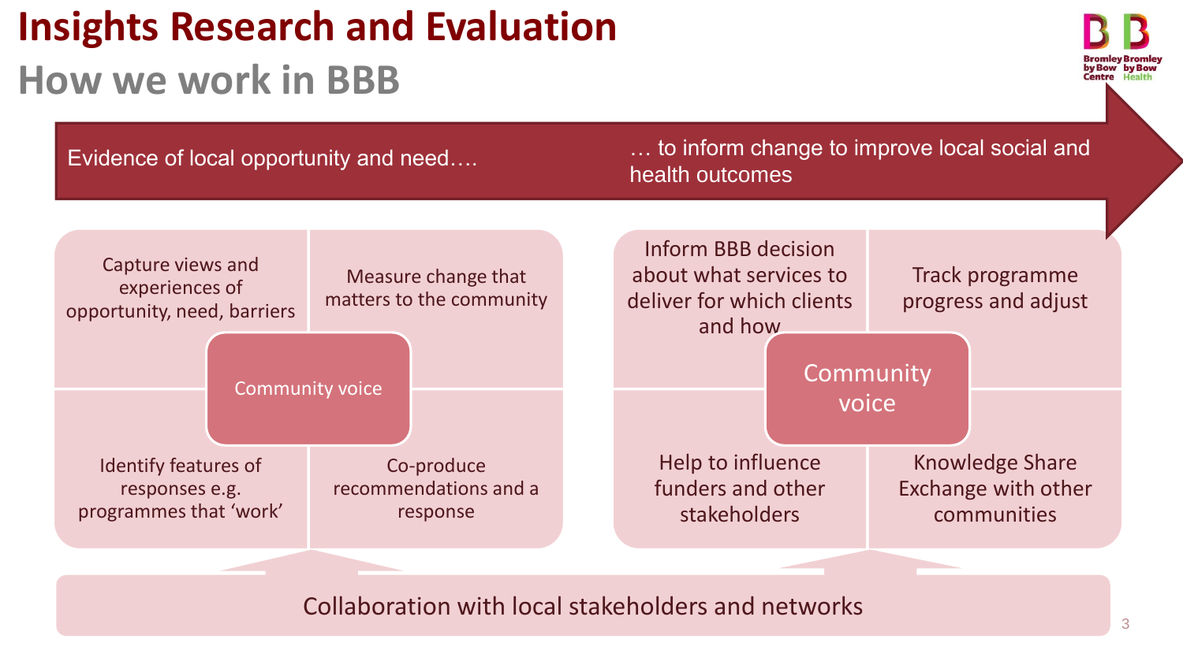# Insights Research and Evaluation

## How we work in BBB

Evidence of local opportunity and need…. … to inform change to improve local social and health outcomes

Capture views and experiences of opportunity, need, barriers

Measure change that matters to the community

Community voice

Identify features of responses e.g. programmes that 'work'

Co-produce recommendations and a response

Inform BBB decision about what services to deliver for which clients and how

Track programme progress and adjust

Community voice

Help to influence funders and other stakeholders

Knowledge Share Exchange with other communities

Collaboration with local stakeholders and networks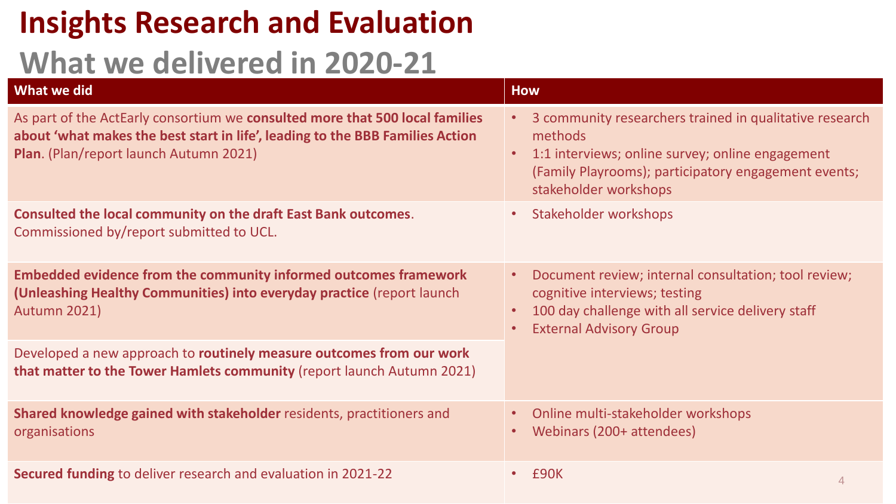# Insights Research and Evaluation

## What we delivered in 2020-21

| What we did | How |
|---|---|
| As part of the ActEarly consortium we **consulted more that 500 local families about 'what makes the best start in life', leading to the BBB Families Action Plan**. (Plan/report launch Autumn 2021) | • 3 community researchers trained in qualitative research methods<br>• 1:1 interviews; online survey; online engagement (Family Playrooms); participatory engagement events; stakeholder workshops |
| **Consulted the local community on the draft East Bank outcomes**. Commissioned by/report submitted to UCL. | • Stakeholder workshops |
| **Embedded evidence from the community informed outcomes framework (Unleashing Healthy Communities) into everyday practice** (report launch Autumn 2021) | • Document review; internal consultation; tool review; cognitive interviews; testing<br>• 100 day challenge with all service delivery staff<br>• External Advisory Group |
| Developed a new approach to **routinely measure outcomes from our work that matter to the Tower Hamlets community** (report launch Autumn 2021) | |
| **Shared knowledge gained with stakeholder** residents, practitioners and organisations | • Online multi-stakeholder workshops<br>• Webinars (200+ attendees) |
| **Secured funding** to deliver research and evaluation in 2021-22 | • £90K |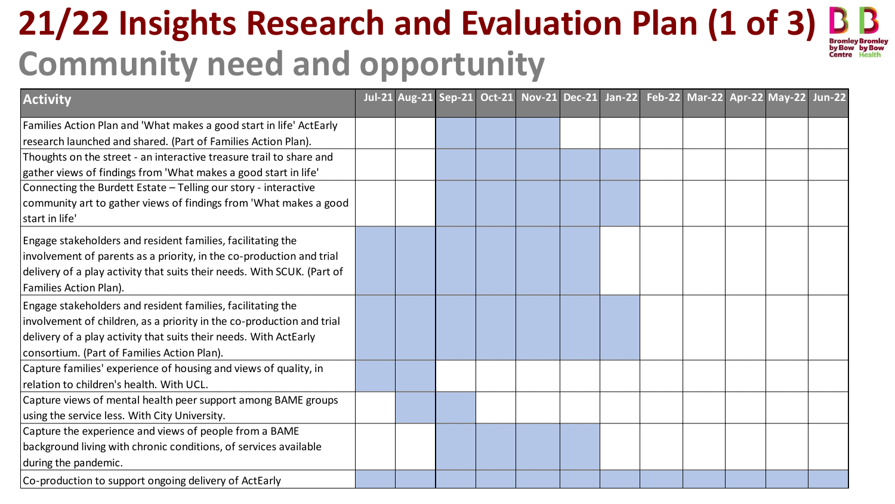# 21/22 Insights Research and Evaluation Plan (1 of 3)

## Community need and opportunity

| Activity | Jul-21 | Aug-21 | Sep-21 | Oct-21 | Nov-21 | Dec-21 | Jan-22 | Feb-22 | Mar-22 | Apr-22 | May-22 | Jun-22 |
|---|---|---|---|---|---|---|---|---|---|---|---|---|
| Families Action Plan and 'What makes a good start in life' ActEarly research launched and shared. (Part of Families Action Plan). | | | ■ | ■ | ■ | | | | | | | |
| Thoughts on the street - an interactive treasure trail to share and gather views of findings from 'What makes a good start in life' | | | ■ | ■ | ■ | ■ | ■ | | | | | |
| Connecting the Burdett Estate – Telling our story - interactive community art to gather views of findings from 'What makes a good start in life' | | | ■ | ■ | ■ | ■ | ■ | | | | | |
| Engage stakeholders and resident families, facilitating the involvement of parents as a priority, in the co-production and trial delivery of a play activity that suits their needs. With SCUK. (Part of Families Action Plan). | ■ | ■ | ■ | ■ | ■ | ■ | | | | | | |
| Engage stakeholders and resident families, facilitating the involvement of children, as a priority in the co-production and trial delivery of a play activity that suits their needs. With ActEarly consortium. (Part of Families Action Plan). | ■ | ■ | ■ | ■ | ■ | ■ | ■ | | | | | |
| Capture families' experience of housing and views of quality, in relation to children's health. With UCL. | ■ | ■ | | | | | | | | | | |
| Capture views of mental health peer support among BAME groups using the service less. With City University. | | ■ | ■ | | | | | | | | | |
| Capture the experience and views of people from a BAME background living with chronic conditions, of services available during the pandemic. | | | ■ | ■ | ■ | ■ | | | | | | |
| Co-production to support ongoing delivery of ActEarly | ■ | ■ | ■ | ■ | ■ | ■ | ■ | ■ | ■ | ■ | ■ | ■ |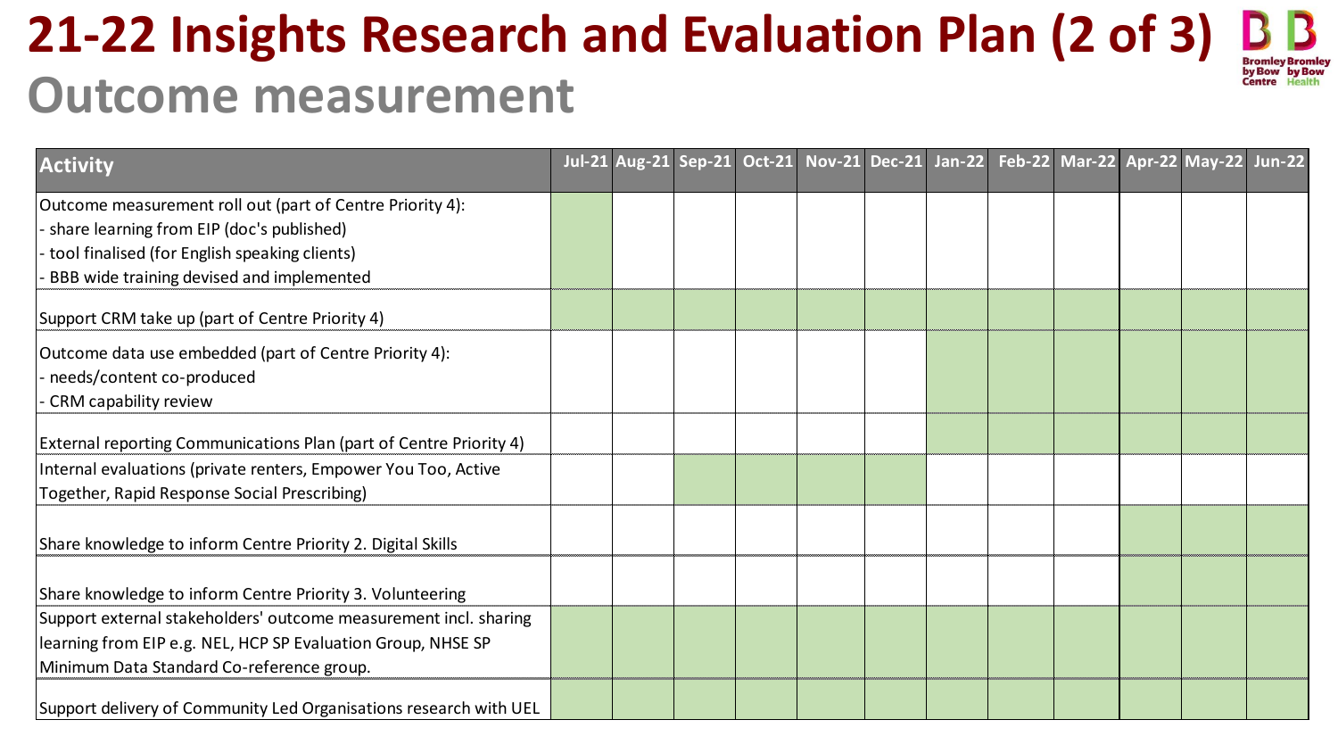# 21-22 Insights Research and Evaluation Plan (2 of 3)

## Outcome measurement

Shaded (scheduled) months are marked with ■.

| Activity | Jul-21 | Aug-21 | Sep-21 | Oct-21 | Nov-21 | Dec-21 | Jan-22 | Feb-22 | Mar-22 | Apr-22 | May-22 | Jun-22 |
|---|---|---|---|---|---|---|---|---|---|---|---|---|
| Outcome measurement roll out (part of Centre Priority 4):<br>- share learning from EIP (doc's published)<br>- tool finalised (for English speaking clients)<br>- BBB wide training devised and implemented | ■ | | | | | | | | | | | |
| Support CRM take up (part of Centre Priority 4) | ■ | ■ | ■ | ■ | ■ | ■ | ■ | ■ | ■ | ■ | ■ | ■ |
| Outcome data use embedded (part of Centre Priority 4):<br>- needs/content co-produced<br>- CRM capability review | | | | | | | ■ | ■ | ■ | ■ | ■ | ■ |
| External reporting Communications Plan (part of Centre Priority 4) | | | | | | | ■ | ■ | ■ | ■ | ■ | ■ |
| Internal evaluations (private renters, Empower You Too, Active Together, Rapid Response Social Prescribing) | | | ■ | ■ | ■ | ■ | | | | | | |
| Share knowledge to inform Centre Priority 2. Digital Skills | | | | | | | | | | ■ | ■ | ■ |
| Share knowledge to inform Centre Priority 3. Volunteering | | | | | | | | | | ■ | ■ | ■ |
| Support external stakeholders' outcome measurement incl. sharing learning from EIP e.g. NEL, HCP SP Evaluation Group, NHSE SP Minimum Data Standard Co-reference group. | ■ | ■ | ■ | ■ | ■ | ■ | ■ | ■ | ■ | ■ | ■ | ■ |
| Support delivery of Community Led Organisations research with UEL | ■ | ■ | ■ | ■ | ■ | ■ | ■ | ■ | ■ | ■ | ■ | ■ |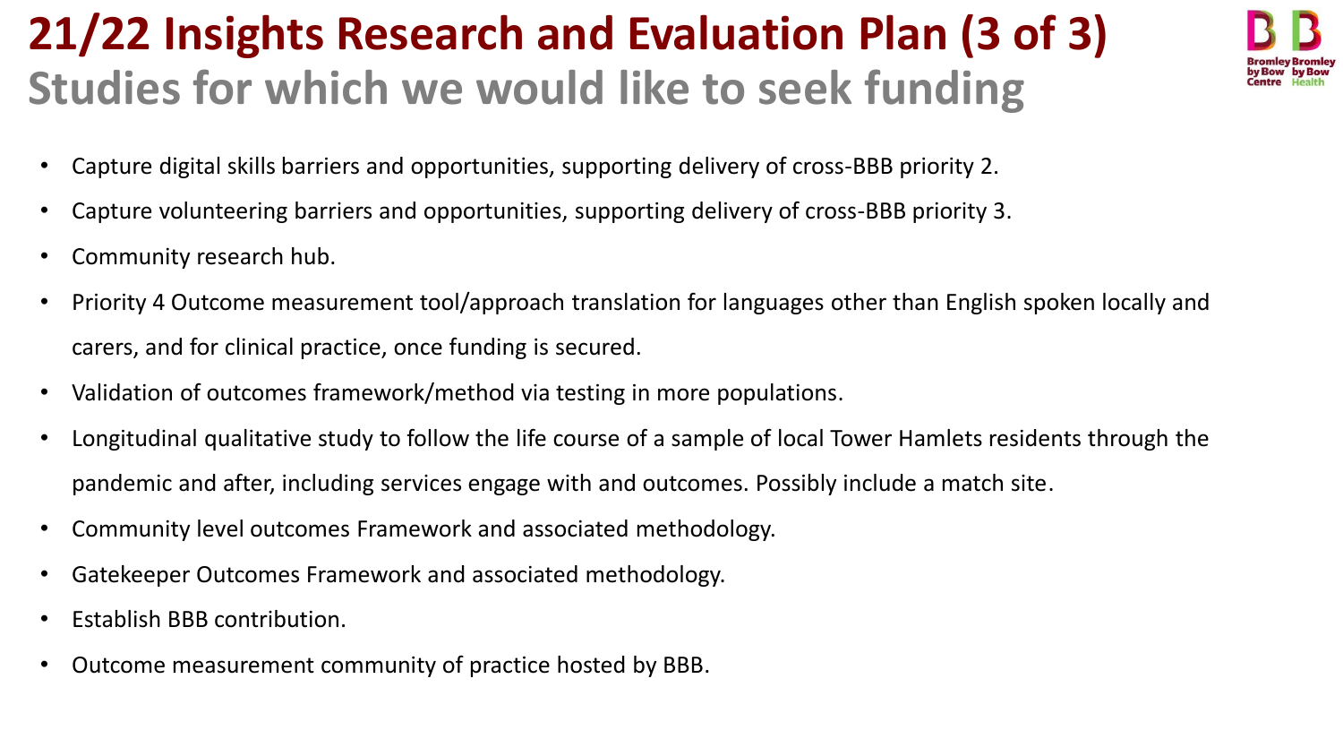# 21/22 Insights Research and Evaluation Plan (3 of 3)

## Studies for which we would like to seek funding

- Capture digital skills barriers and opportunities, supporting delivery of cross-BBB priority 2.
- Capture volunteering barriers and opportunities, supporting delivery of cross-BBB priority 3.
- Community research hub.
- Priority 4 Outcome measurement tool/approach translation for languages other than English spoken locally and carers, and for clinical practice, once funding is secured.
- Validation of outcomes framework/method via testing in more populations.
- Longitudinal qualitative study to follow the life course of a sample of local Tower Hamlets residents through the pandemic and after, including services engage with and outcomes. Possibly include a match site.
- Community level outcomes Framework and associated methodology.
- Gatekeeper Outcomes Framework and associated methodology.
- Establish BBB contribution.
- Outcome measurement community of practice hosted by BBB.